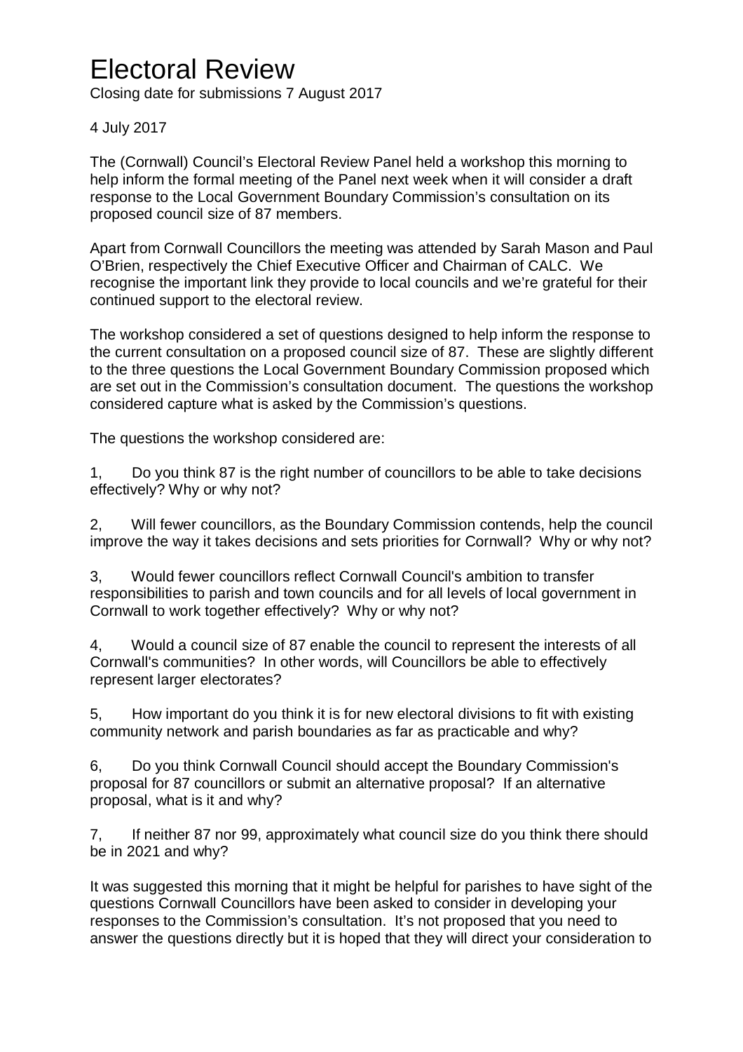# Electoral Review

Closing date for submissions 7 August 2017

4 July 2017

The (Cornwall) Council's Electoral Review Panel held a workshop this morning to help inform the formal meeting of the Panel next week when it will consider a draft response to the Local Government Boundary Commission's consultation on its proposed council size of 87 members.

Apart from Cornwall Councillors the meeting was attended by Sarah Mason and Paul O'Brien, respectively the Chief Executive Officer and Chairman of CALC. We recognise the important link they provide to local councils and we're grateful for their continued support to the electoral review.

The workshop considered a set of questions designed to help inform the response to the current consultation on a proposed council size of 87. These are slightly different to the three questions the Local Government Boundary Commission proposed which are set out in the Commission's consultation document. The questions the workshop considered capture what is asked by the Commission's questions.

The questions the workshop considered are:

1, Do you think 87 is the right number of councillors to be able to take decisions effectively? Why or why not?

2, Will fewer councillors, as the Boundary Commission contends, help the council improve the way it takes decisions and sets priorities for Cornwall? Why or why not?

3, Would fewer councillors reflect Cornwall Council's ambition to transfer responsibilities to parish and town councils and for all levels of local government in Cornwall to work together effectively? Why or why not?

4, Would a council size of 87 enable the council to represent the interests of all Cornwall's communities? In other words, will Councillors be able to effectively represent larger electorates?

5, How important do you think it is for new electoral divisions to fit with existing community network and parish boundaries as far as practicable and why?

6, Do you think Cornwall Council should accept the Boundary Commission's proposal for 87 councillors or submit an alternative proposal? If an alternative proposal, what is it and why?

7, If neither 87 nor 99, approximately what council size do you think there should be in 2021 and why?

It was suggested this morning that it might be helpful for parishes to have sight of the questions Cornwall Councillors have been asked to consider in developing your responses to the Commission's consultation. It's not proposed that you need to answer the questions directly but it is hoped that they will direct your consideration to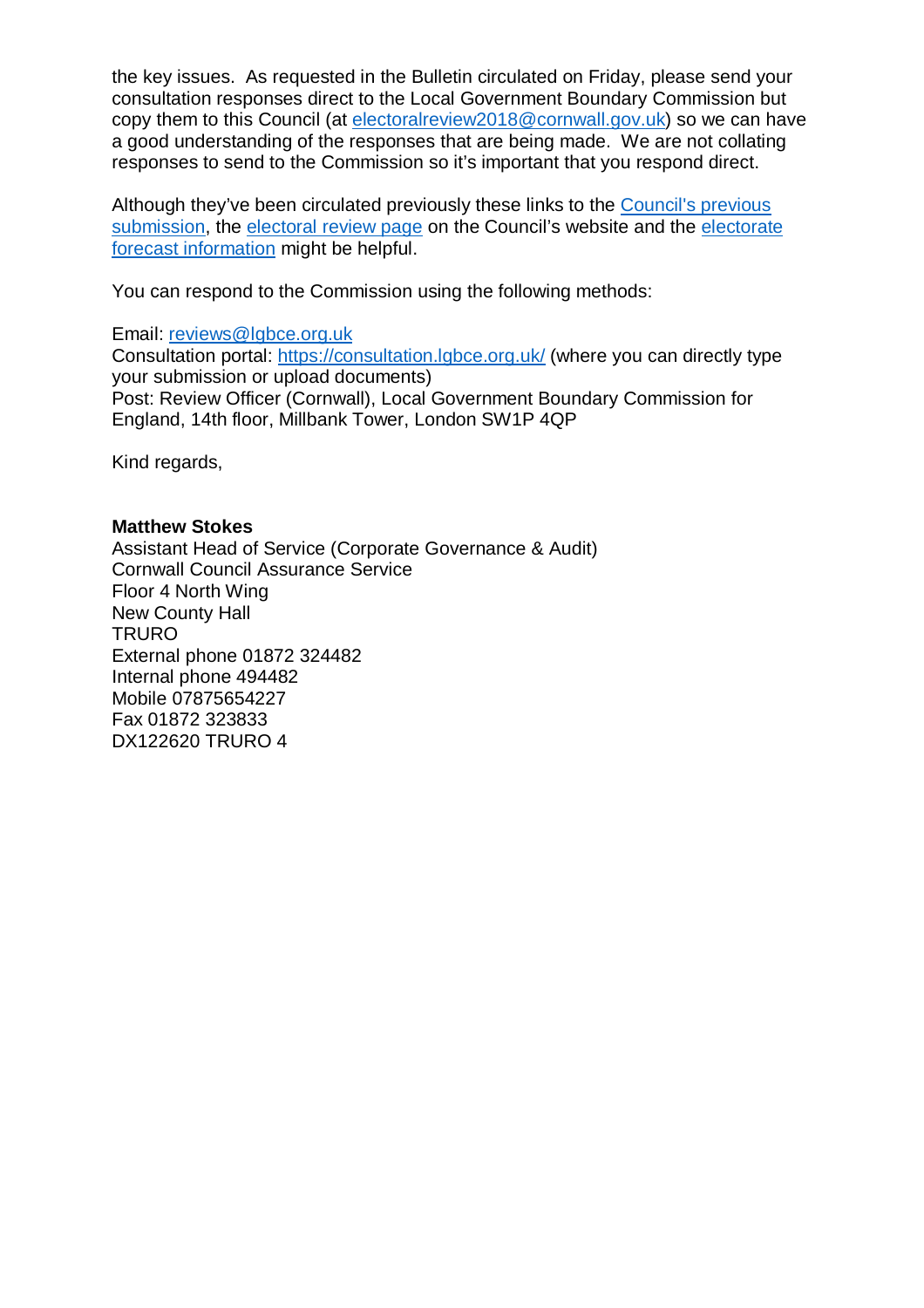the key issues. As requested in the Bulletin circulated on Friday, please send your consultation responses direct to the Local Government Boundary Commission but copy them to this Council (at electoralreview2018@cornwall.gov.uk) so we can have a good understanding of the responses that are being made. We are not collating responses to send to the Commission so it's important that you respond direct.

Although they've been circulated previously these links to the Council's previous submission, the electoral review page on the Council's website and the electorate forecast information might be helpful.

You can respond to the Commission using the following methods:

Email: reviews@lgbce.org.uk
Consultation portal: https://consultation.lgbce.org.uk/ (where you can directly type your submission or upload documents)
Post: Review Officer (Cornwall), Local Government Boundary Commission for England, 14th floor, Millbank Tower, London SW1P 4QP

Kind regards,

**Matthew Stokes**
Assistant Head of Service (Corporate Governance & Audit)
Cornwall Council Assurance Service
Floor 4 North Wing
New County Hall
TRURO
External phone 01872 324482
Internal phone 494482
Mobile 07875654227
Fax 01872 323833
DX122620 TRURO 4